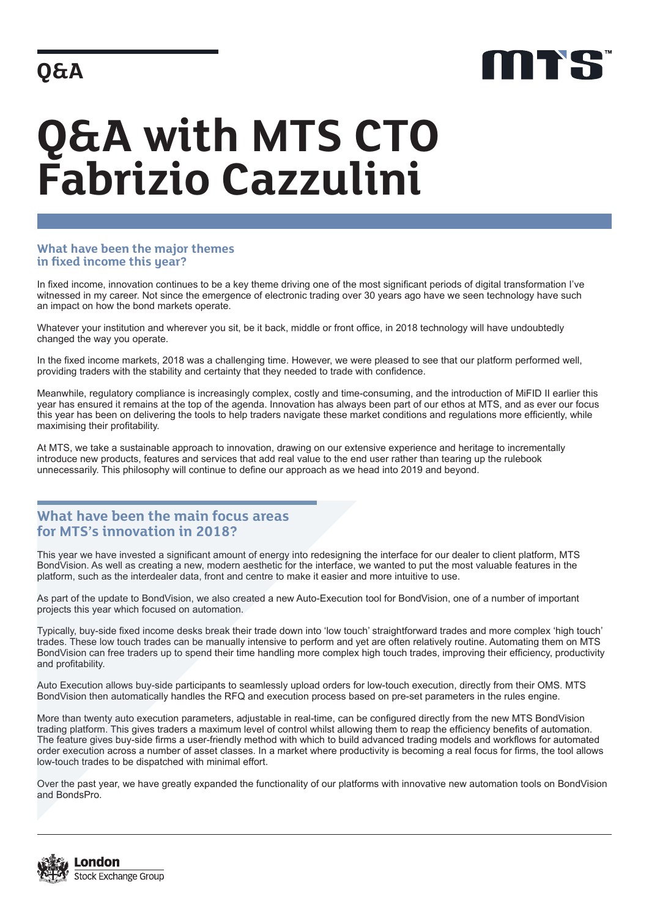Q&A

# Q&A with MTS CTO Fabrizio Cazzulini

## What have been the major themes in fixed income this year?

In fixed income, innovation continues to be a key theme driving one of the most significant periods of digital transformation I've witnessed in my career. Not since the emergence of electronic trading over 30 years ago have we seen technology have such an impact on how the bond markets operate.

Whatever your institution and wherever you sit, be it back, middle or front office, in 2018 technology will have undoubtedly changed the way you operate.

In the fixed income markets, 2018 was a challenging time. However, we were pleased to see that our platform performed well, providing traders with the stability and certainty that they needed to trade with confidence.

Meanwhile, regulatory compliance is increasingly complex, costly and time-consuming, and the introduction of MiFID II earlier this year has ensured it remains at the top of the agenda. Innovation has always been part of our ethos at MTS, and as ever our focus this year has been on delivering the tools to help traders navigate these market conditions and regulations more efficiently, while maximising their profitability.

At MTS, we take a sustainable approach to innovation, drawing on our extensive experience and heritage to incrementally introduce new products, features and services that add real value to the end user rather than tearing up the rulebook unnecessarily. This philosophy will continue to define our approach as we head into 2019 and beyond.

## What have been the main focus areas for MTS's innovation in 2018?

This year we have invested a significant amount of energy into redesigning the interface for our dealer to client platform, MTS BondVision. As well as creating a new, modern aesthetic for the interface, we wanted to put the most valuable features in the platform, such as the interdealer data, front and centre to make it easier and more intuitive to use.

As part of the update to BondVision, we also created a new Auto-Execution tool for BondVision, one of a number of important projects this year which focused on automation.

Typically, buy-side fixed income desks break their trade down into 'low touch' straightforward trades and more complex 'high touch' trades. These low touch trades can be manually intensive to perform and yet are often relatively routine. Automating them on MTS BondVision can free traders up to spend their time handling more complex high touch trades, improving their efficiency, productivity and profitability.

Auto Execution allows buy-side participants to seamlessly upload orders for low-touch execution, directly from their OMS. MTS BondVision then automatically handles the RFQ and execution process based on pre-set parameters in the rules engine.

More than twenty auto execution parameters, adjustable in real-time, can be configured directly from the new MTS BondVision trading platform. This gives traders a maximum level of control whilst allowing them to reap the efficiency benefits of automation. The feature gives buy-side firms a user-friendly method with which to build advanced trading models and workflows for automated order execution across a number of asset classes. In a market where productivity is becoming a real focus for firms, the tool allows low-touch trades to be dispatched with minimal effort.

Over the past year, we have greatly expanded the functionality of our platforms with innovative new automation tools on BondVision and BondsPro.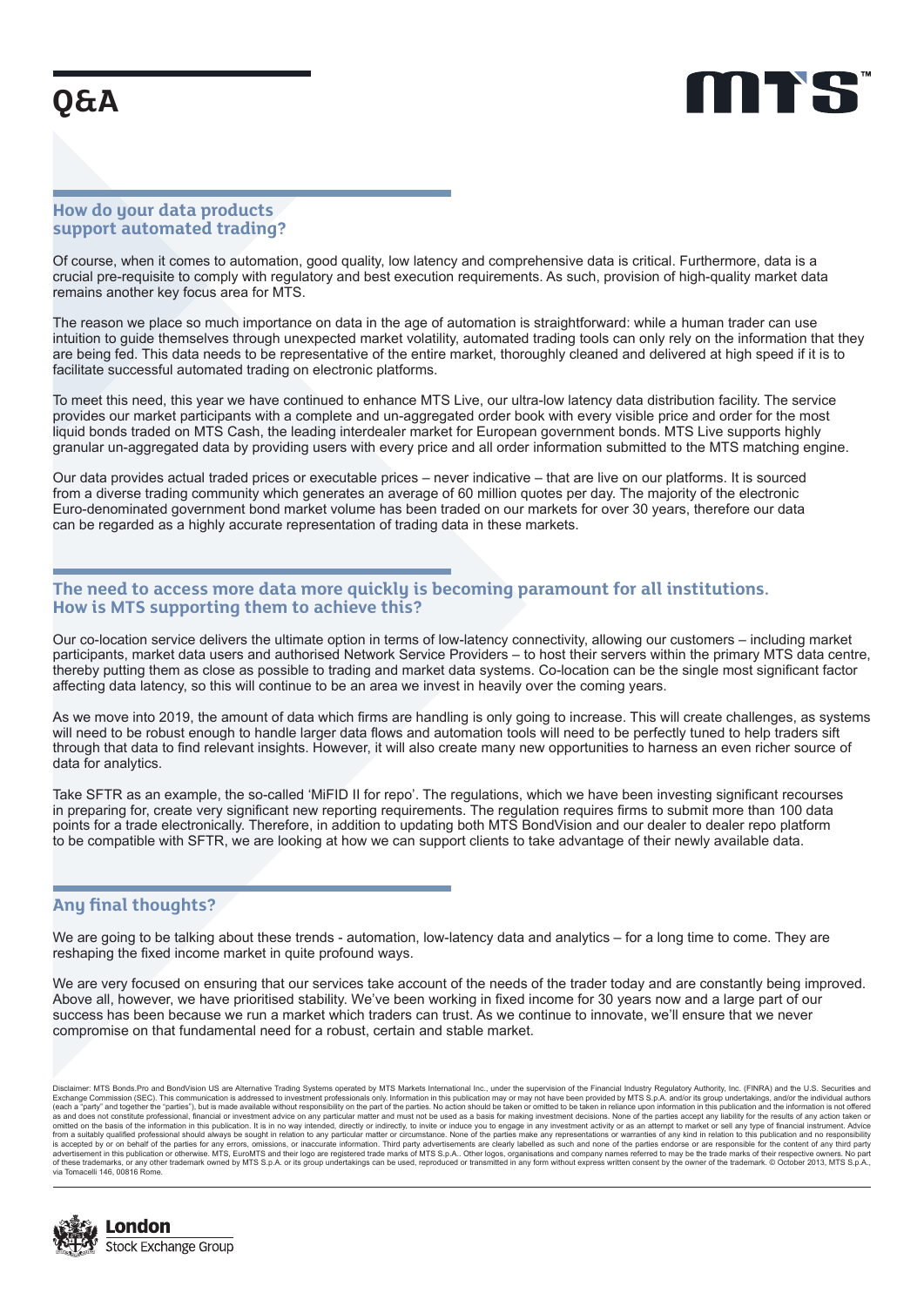# Q&A

## How do your data products support automated trading?

Of course, when it comes to automation, good quality, low latency and comprehensive data is critical. Furthermore, data is a crucial pre-requisite to comply with regulatory and best execution requirements. As such, provision of high-quality market data remains another key focus area for MTS.

The reason we place so much importance on data in the age of automation is straightforward: while a human trader can use intuition to guide themselves through unexpected market volatility, automated trading tools can only rely on the information that they are being fed. This data needs to be representative of the entire market, thoroughly cleaned and delivered at high speed if it is to facilitate successful automated trading on electronic platforms.

To meet this need, this year we have continued to enhance MTS Live, our ultra-low latency data distribution facility. The service provides our market participants with a complete and un-aggregated order book with every visible price and order for the most liquid bonds traded on MTS Cash, the leading interdealer market for European government bonds. MTS Live supports highly granular un-aggregated data by providing users with every price and all order information submitted to the MTS matching engine.

Our data provides actual traded prices or executable prices – never indicative – that are live on our platforms. It is sourced from a diverse trading community which generates an average of 60 million quotes per day. The majority of the electronic Euro-denominated government bond market volume has been traded on our markets for over 30 years, therefore our data can be regarded as a highly accurate representation of trading data in these markets.

## The need to access more data more quickly is becoming paramount for all institutions. How is MTS supporting them to achieve this?

Our co-location service delivers the ultimate option in terms of low-latency connectivity, allowing our customers – including market participants, market data users and authorised Network Service Providers – to host their servers within the primary MTS data centre, thereby putting them as close as possible to trading and market data systems. Co-location can be the single most significant factor affecting data latency, so this will continue to be an area we invest in heavily over the coming years.

As we move into 2019, the amount of data which firms are handling is only going to increase. This will create challenges, as systems will need to be robust enough to handle larger data flows and automation tools will need to be perfectly tuned to help traders sift through that data to find relevant insights. However, it will also create many new opportunities to harness an even richer source of data for analytics.

Take SFTR as an example, the so-called 'MiFID II for repo'. The regulations, which we have been investing significant recourses in preparing for, create very significant new reporting requirements. The regulation requires firms to submit more than 100 data points for a trade electronically. Therefore, in addition to updating both MTS BondVision and our dealer to dealer repo platform to be compatible with SFTR, we are looking at how we can support clients to take advantage of their newly available data.

## Any final thoughts?

We are going to be talking about these trends - automation, low-latency data and analytics – for a long time to come. They are reshaping the fixed income market in quite profound ways.

We are very focused on ensuring that our services take account of the needs of the trader today and are constantly being improved. Above all, however, we have prioritised stability. We've been working in fixed income for 30 years now and a large part of our success has been because we run a market which traders can trust. As we continue to innovate, we'll ensure that we never compromise on that fundamental need for a robust, certain and stable market.

Disclaimer: MTS Bonds.Pro and BondVision US are Alternative Trading Systems operated by MTS Markets International Inc., under the supervision of the Financial Industry Regulatory Authority, Inc. (FINRA) and the U.S. Securities and Exchange Commission (SEC). This communication is addressed to investment professionals only. Information in this publication may or may not have been provided by MTS S.p.A. and/or its group undertakings, and/or the individual authors (each a "party" and together the "parties"), but is made available without responsibility on the part of the parties. No action should be taken or omitted to be taken in reliance upon information in this publication and the information is not offered as and does not constitute professional, financial or investment advice on any particular matter and must not be used as a basis for making investment decisions. None of the parties accept any liability for the results of any action taken or omitted on the basis of the information in this publication. It is in no way intended, directly or indirectly, to invite or induce you to engage in any investment activity or as an attempt to market or sell any type of financial instrument. Advice from a suitably qualified professional should always be sought in relation to any particular matter or circumstance. None of the parties make any representations or warranties of any kind in relation to this publication and no responsibility is accepted by or on behalf of the parties for any errors, omissions, or inaccurate information. Third party advertisements are clearly labelled as such and none of the parties endorse or are responsible for the content of any third party advertisement in this publication or otherwise. MTS, EuroMTS and their logo are registered trade marks of MTS S.p.A.. Other logos, organisations and company names referred to may be the trade marks of their respective owners. No part of these trademarks, or any other trademark owned by MTS S.p.A. or its group undertakings can be used, reproduced or transmitted in any form without express written consent by the owner of the trademark. © October 2013, MTS S.p.A., via Tomacelli 146, 00816 Rome.